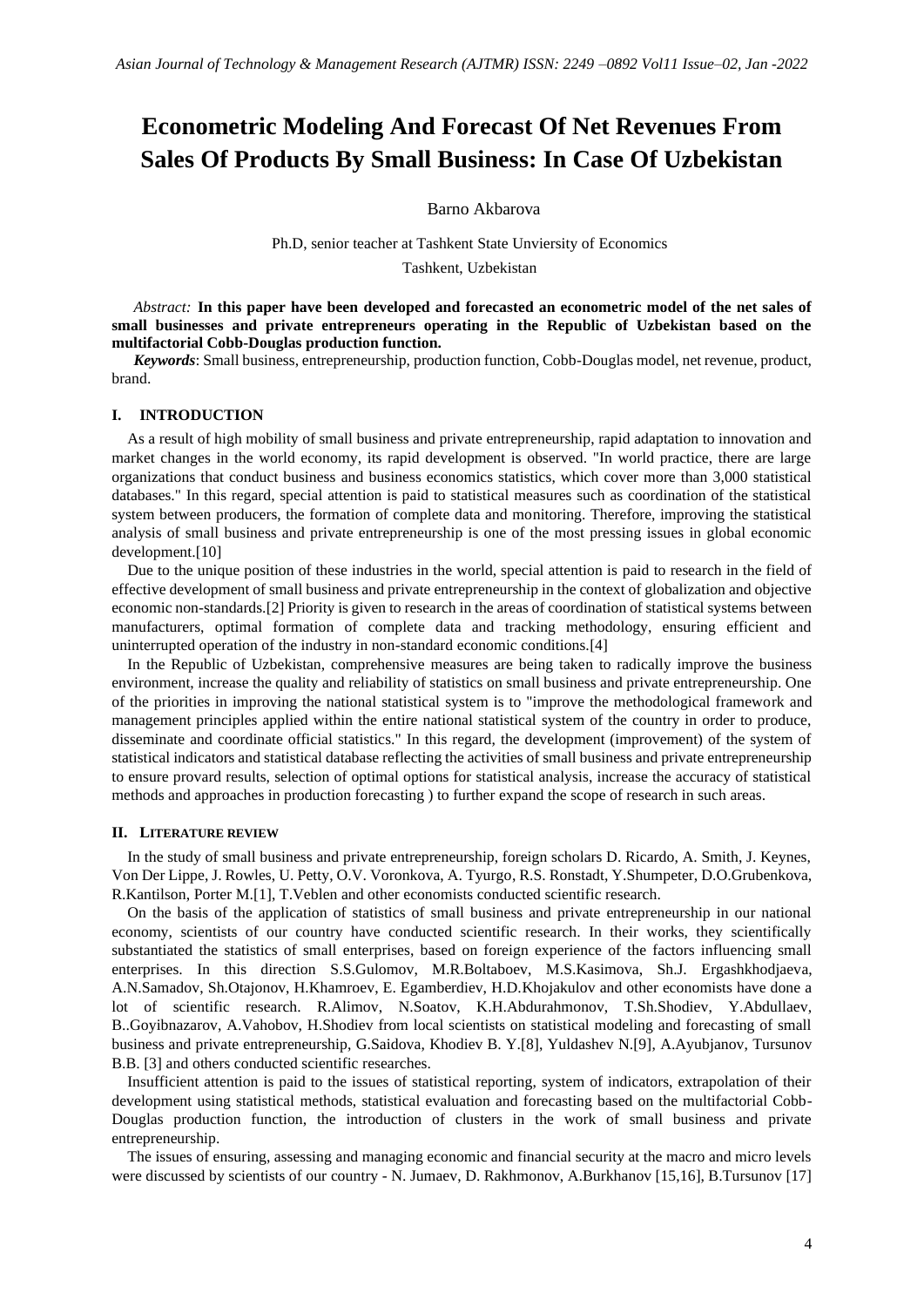# Econometric Modeling And Forecast Of Net Revenues From Sales Of Products By Small Business: In Case Of Uzbekistan

Barno Akbarova

Ph.D, senior teacher at Tashkent State Unviersity of Economics

Tashkent, Uzbekistan

*Abstract:* **In this paper have been developed and forecasted an econometric model of the net sales of small businesses and private entrepreneurs operating in the Republic of Uzbekistan based on the multifactorial Cobb-Douglas production function.**

***Keywords***: Small business, entrepreneurship, production function, Cobb-Douglas model, net revenue, product, brand.

## I. INTRODUCTION

As a result of high mobility of small business and private entrepreneurship, rapid adaptation to innovation and market changes in the world economy, its rapid development is observed. "In world practice, there are large organizations that conduct business and business economics statistics, which cover more than 3,000 statistical databases." In this regard, special attention is paid to statistical measures such as coordination of the statistical system between producers, the formation of complete data and monitoring. Therefore, improving the statistical analysis of small business and private entrepreneurship is one of the most pressing issues in global economic development.[10]

Due to the unique position of these industries in the world, special attention is paid to research in the field of effective development of small business and private entrepreneurship in the context of globalization and objective economic non-standards.[2] Priority is given to research in the areas of coordination of statistical systems between manufacturers, optimal formation of complete data and tracking methodology, ensuring efficient and uninterrupted operation of the industry in non-standard economic conditions.[4]

In the Republic of Uzbekistan, comprehensive measures are being taken to radically improve the business environment, increase the quality and reliability of statistics on small business and private entrepreneurship. One of the priorities in improving the national statistical system is to "improve the methodological framework and management principles applied within the entire national statistical system of the country in order to produce, disseminate and coordinate official statistics." In this regard, the development (improvement) of the system of statistical indicators and statistical database reflecting the activities of small business and private entrepreneurship to ensure provard results, selection of optimal options for statistical analysis, increase the accuracy of statistical methods and approaches in production forecasting ) to further expand the scope of research in such areas.

## II. LITERATURE REVIEW

In the study of small business and private entrepreneurship, foreign scholars D. Ricardo, A. Smith, J. Keynes, Von Der Lippe, J. Rowles, U. Petty, O.V. Voronkova, A. Tyurgo, R.S. Ronstadt, Y.Shumpeter, D.O.Grubenkova, R.Kantilson, Porter M.[1], T.Veblen and other economists conducted scientific research.

On the basis of the application of statistics of small business and private entrepreneurship in our national economy, scientists of our country have conducted scientific research. In their works, they scientifically substantiated the statistics of small enterprises, based on foreign experience of the factors influencing small enterprises. In this direction S.S.Gulomov, M.R.Boltaboev, M.S.Kasimova, Sh.J. Ergashkhodjaeva, A.N.Samadov, Sh.Otajonov, H.Khamroev, E. Egamberdiev, H.D.Khojakulov and other economists have done a lot of scientific research. R.Alimov, N.Soatov, K.H.Abdurahmonov, T.Sh.Shodiev, Y.Abdullaev, B..Goyibnazarov, A.Vahobov, H.Shodiev from local scientists on statistical modeling and forecasting of small business and private entrepreneurship, G.Saidova, Khodiev B. Y.[8], Yuldashev N.[9], A.Ayubjanov, Tursunov B.B. [3] and others conducted scientific researches.

Insufficient attention is paid to the issues of statistical reporting, system of indicators, extrapolation of their development using statistical methods, statistical evaluation and forecasting based on the multifactorial Cobb-Douglas production function, the introduction of clusters in the work of small business and private entrepreneurship.

The issues of ensuring, assessing and managing economic and financial security at the macro and micro levels were discussed by scientists of our country - N. Jumaev, D. Rakhmonov, A.Burkhanov [15,16], B.Tursunov [17]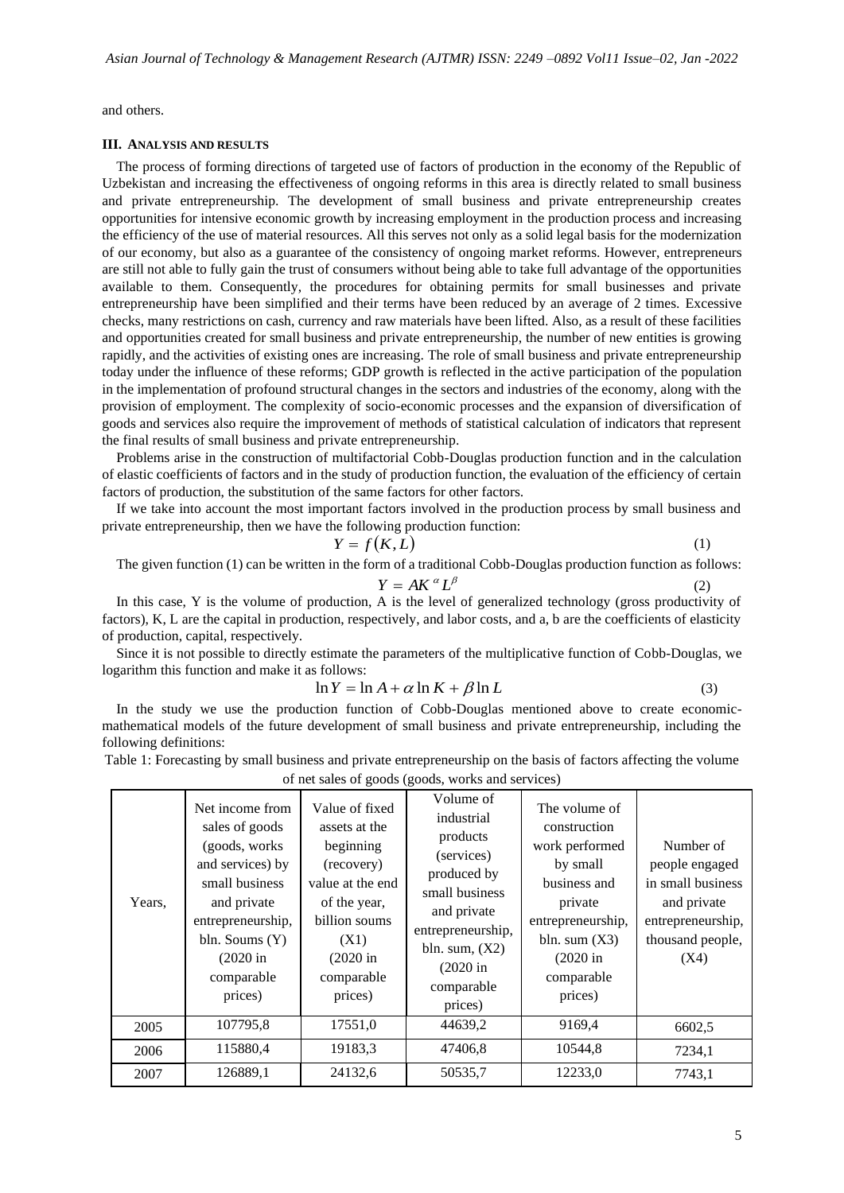and others.

### III. ANALYSIS AND RESULTS

The process of forming directions of targeted use of factors of production in the economy of the Republic of Uzbekistan and increasing the effectiveness of ongoing reforms in this area is directly related to small business and private entrepreneurship. The development of small business and private entrepreneurship creates opportunities for intensive economic growth by increasing employment in the production process and increasing the efficiency of the use of material resources. All this serves not only as a solid legal basis for the modernization of our economy, but also as a guarantee of the consistency of ongoing market reforms. However, entrepreneurs are still not able to fully gain the trust of consumers without being able to take full advantage of the opportunities available to them. Consequently, the procedures for obtaining permits for small businesses and private entrepreneurship have been simplified and their terms have been reduced by an average of 2 times. Excessive checks, many restrictions on cash, currency and raw materials have been lifted. Also, as a result of these facilities and opportunities created for small business and private entrepreneurship, the number of new entities is growing rapidly, and the activities of existing ones are increasing. The role of small business and private entrepreneurship today under the influence of these reforms; GDP growth is reflected in the active participation of the population in the implementation of profound structural changes in the sectors and industries of the economy, along with the provision of employment. The complexity of socio-economic processes and the expansion of diversification of goods and services also require the improvement of methods of statistical calculation of indicators that represent the final results of small business and private entrepreneurship.

Problems arise in the construction of multifactorial Cobb-Douglas production function and in the calculation of elastic coefficients of factors and in the study of production function, the evaluation of the efficiency of certain factors of production, the substitution of the same factors for other factors.

If we take into account the most important factors involved in the production process by small business and private entrepreneurship, then we have the following production function:

$$Y = f(K, L) \tag{1}$$

The given function (1) can be written in the form of a traditional Cobb-Douglas production function as follows:

$$Y = AK^{\alpha}L^{\beta} \tag{2}$$

In this case, Y is the volume of production, A is the level of generalized technology (gross productivity of factors), K, L are the capital in production, respectively, and labor costs, and a, b are the coefficients of elasticity of production, capital, respectively.

Since it is not possible to directly estimate the parameters of the multiplicative function of Cobb-Douglas, we logarithm this function and make it as follows:

$$\ln Y = \ln A + \alpha \ln K + \beta \ln L \tag{3}$$

In the study we use the production function of Cobb-Douglas mentioned above to create economic-mathematical models of the future development of small business and private entrepreneurship, including the following definitions:

Table 1: Forecasting by small business and private entrepreneurship on the basis of factors affecting the volume of net sales of goods (goods, works and services)

| Years, | Net income from sales of goods (goods, works and services) by small business and private entrepreneurship, bln. Soums (Y) (2020 in comparable prices) | Value of fixed assets at the beginning (recovery) value at the end of the year, billion soums (X1) (2020 in comparable prices) | Volume of industrial products (services) produced by small business and private entrepreneurship, bln. sum, (X2) (2020 in comparable prices) | The volume of construction work performed by small business and private entrepreneurship, bln. sum (X3) (2020 in comparable prices) | Number of people engaged in small business and private entrepreneurship, thousand people, (X4) |
|---|---|---|---|---|---|
| 2005 | 107795,8 | 17551,0 | 44639,2 | 9169,4 | 6602,5 |
| 2006 | 115880,4 | 19183,3 | 47406,8 | 10544,8 | 7234,1 |
| 2007 | 126889,1 | 24132,6 | 50535,7 | 12233,0 | 7743,1 |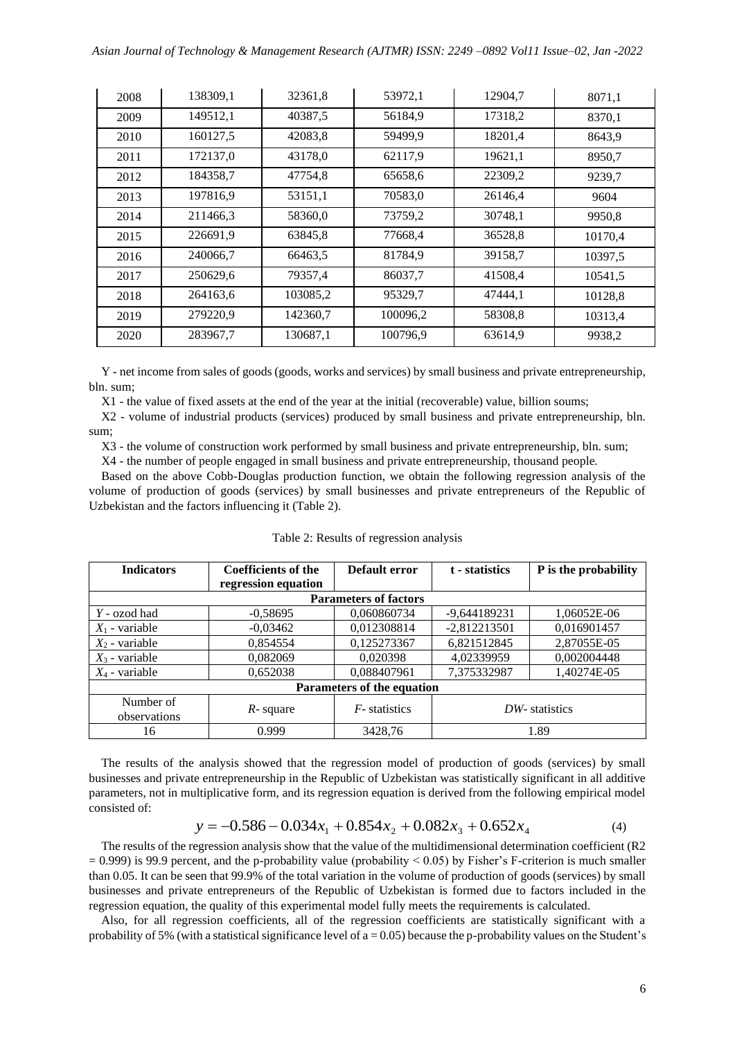| 2008 | 138309,1 | 32361,8 | 53972,1 | 12904,7 | 8071,1 |
|---|---|---|---|---|---|
| 2009 | 149512,1 | 40387,5 | 56184,9 | 17318,2 | 8370,1 |
| 2010 | 160127,5 | 42083,8 | 59499,9 | 18201,4 | 8643,9 |
| 2011 | 172137,0 | 43178,0 | 62117,9 | 19621,1 | 8950,7 |
| 2012 | 184358,7 | 47754,8 | 65658,6 | 22309,2 | 9239,7 |
| 2013 | 197816,9 | 53151,1 | 70583,0 | 26146,4 | 9604 |
| 2014 | 211466,3 | 58360,0 | 73759,2 | 30748,1 | 9950,8 |
| 2015 | 226691,9 | 63845,8 | 77668,4 | 36528,8 | 10170,4 |
| 2016 | 240066,7 | 66463,5 | 81784,9 | 39158,7 | 10397,5 |
| 2017 | 250629,6 | 79357,4 | 86037,7 | 41508,4 | 10541,5 |
| 2018 | 264163,6 | 103085,2 | 95329,7 | 47444,1 | 10128,8 |
| 2019 | 279220,9 | 142360,7 | 100096,2 | 58308,8 | 10313,4 |
| 2020 | 283967,7 | 130687,1 | 100796,9 | 63614,9 | 9938,2 |

Y - net income from sales of goods (goods, works and services) by small business and private entrepreneurship, bln. sum;

X1 - the value of fixed assets at the end of the year at the initial (recoverable) value, billion soums;

X2 - volume of industrial products (services) produced by small business and private entrepreneurship, bln. sum;

X3 - the volume of construction work performed by small business and private entrepreneurship, bln. sum;

X4 - the number of people engaged in small business and private entrepreneurship, thousand people.

Based on the above Cobb-Douglas production function, we obtain the following regression analysis of the volume of production of goods (services) by small businesses and private entrepreneurs of the Republic of Uzbekistan and the factors influencing it (Table 2).

Table 2: Results of regression analysis

| Indicators | Coefficients of the regression equation | Default error | t - statistics | P is the probability |
|---|---|---|---|---|
| **Parameters of factors** | | | | |
| $Y$ - ozod had | -0,58695 | 0,060860734 | -9,644189231 | 1,06052E-06 |
| $X_1$ - variable | -0,03462 | 0,012308814 | -2,812213501 | 0,016901457 |
| $X_2$ - variable | 0,854554 | 0,125273367 | 6,821512845 | 2,87055E-05 |
| $X_3$ - variable | 0,082069 | 0,020398 | 4,02339959 | 0,002004448 |
| $X_4$ - variable | 0,652038 | 0,088407961 | 7,375332987 | 1,40274E-05 |
| **Parameters of the equation** | | | | |
| Number of observations | $R$- square | $F$- statistics | $DW$- statistics | |
| 16 | 0.999 | 3428,76 | 1.89 | |

The results of the analysis showed that the regression model of production of goods (services) by small businesses and private entrepreneurship in the Republic of Uzbekistan was statistically significant in all additive parameters, not in multiplicative form, and its regression equation is derived from the following empirical model consisted of:

$$y = -0.586 - 0.034x_1 + 0.854x_2 + 0.082x_3 + 0.652x_4 \tag{4}$$

The results of the regression analysis show that the value of the multidimensional determination coefficient (R2 = 0.999) is 99.9 percent, and the p-probability value (probability < 0.05) by Fisher's F-criterion is much smaller than 0.05. It can be seen that 99.9% of the total variation in the volume of production of goods (services) by small businesses and private entrepreneurs of the Republic of Uzbekistan is formed due to factors included in the regression equation, the quality of this experimental model fully meets the requirements is calculated.

Also, for all regression coefficients, all of the regression coefficients are statistically significant with a probability of 5% (with a statistical significance level of a = 0.05) because the p-probability values on the Student's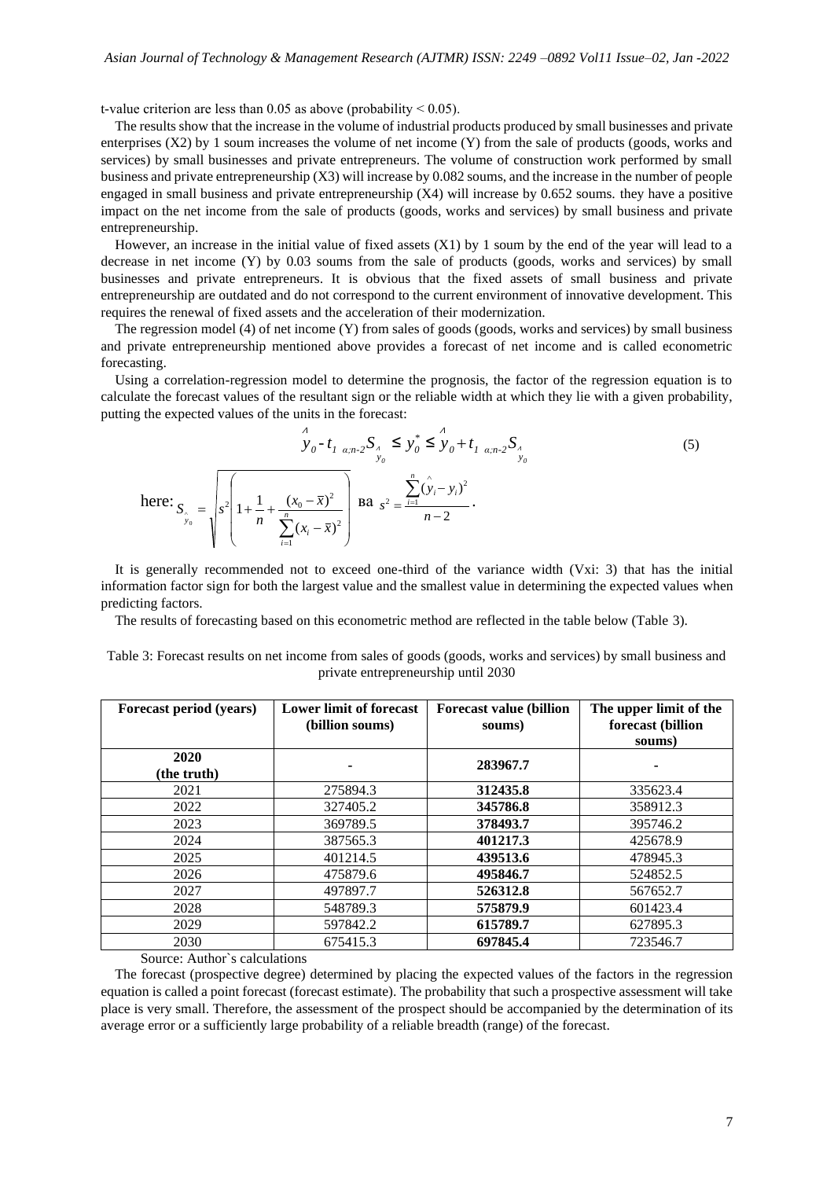t-value criterion are less than 0.05 as above (probability < 0.05).

The results show that the increase in the volume of industrial products produced by small businesses and private enterprises (X2) by 1 soum increases the volume of net income (Y) from the sale of products (goods, works and services) by small businesses and private entrepreneurs. The volume of construction work performed by small business and private entrepreneurship (X3) will increase by 0.082 soums, and the increase in the number of people engaged in small business and private entrepreneurship (X4) will increase by 0.652 soums. they have a positive impact on the net income from the sale of products (goods, works and services) by small business and private entrepreneurship.

However, an increase in the initial value of fixed assets (X1) by 1 soum by the end of the year will lead to a decrease in net income (Y) by 0.03 soums from the sale of products (goods, works and services) by small businesses and private entrepreneurs. It is obvious that the fixed assets of small business and private entrepreneurship are outdated and do not correspond to the current environment of innovative development. This requires the renewal of fixed assets and the acceleration of their modernization.

The regression model (4) of net income (Y) from sales of goods (goods, works and services) by small business and private entrepreneurship mentioned above provides a forecast of net income and is called econometric forecasting.

Using a correlation-regression model to determine the prognosis, the factor of the regression equation is to calculate the forecast values of the resultant sign or the reliable width at which they lie with a given probability, putting the expected values of the units in the forecast:

$$\hat{y}_0 - t_{1\ \alpha;n-2} S_{\hat{y}_0} \leq y_0^* \leq \hat{y}_0 + t_{1\ \alpha;n-2} S_{\hat{y}_0} \tag{5}$$

here: $S_{\hat{y}_0} = \sqrt{s^2 \left( 1 + \frac{1}{n} + \frac{(x_0 - \bar{x})^2}{\sum_{i=1}^{n} (x_i - \bar{x})^2} \right)}$ ва $s^2 = \frac{\sum_{i=1}^{n} (\hat{y}_i - y_i)^2}{n-2}$.

It is generally recommended not to exceed one-third of the variance width (Vxi: 3) that has the initial information factor sign for both the largest value and the smallest value in determining the expected values when predicting factors.

The results of forecasting based on this econometric method are reflected in the table below (Table 3).

Table 3: Forecast results on net income from sales of goods (goods, works and services) by small business and private entrepreneurship until 2030

| Forecast period (years) | Lower limit of forecast (billion soums) | Forecast value (billion soums) | The upper limit of the forecast (billion soums) |
|---|---|---|---|
| **2020 (the truth)** | - | **283967.7** | - |
| 2021 | 275894.3 | **312435.8** | 335623.4 |
| 2022 | 327405.2 | **345786.8** | 358912.3 |
| 2023 | 369789.5 | **378493.7** | 395746.2 |
| 2024 | 387565.3 | **401217.3** | 425678.9 |
| 2025 | 401214.5 | **439513.6** | 478945.3 |
| 2026 | 475879.6 | **495846.7** | 524852.5 |
| 2027 | 497897.7 | **526312.8** | 567652.7 |
| 2028 | 548789.3 | **575879.9** | 601423.4 |
| 2029 | 597842.2 | **615789.7** | 627895.3 |
| 2030 | 675415.3 | **697845.4** | 723546.7 |

Source: Author`s calculations

The forecast (prospective degree) determined by placing the expected values of the factors in the regression equation is called a point forecast (forecast estimate). The probability that such a prospective assessment will take place is very small. Therefore, the assessment of the prospect should be accompanied by the determination of its average error or a sufficiently large probability of a reliable breadth (range) of the forecast.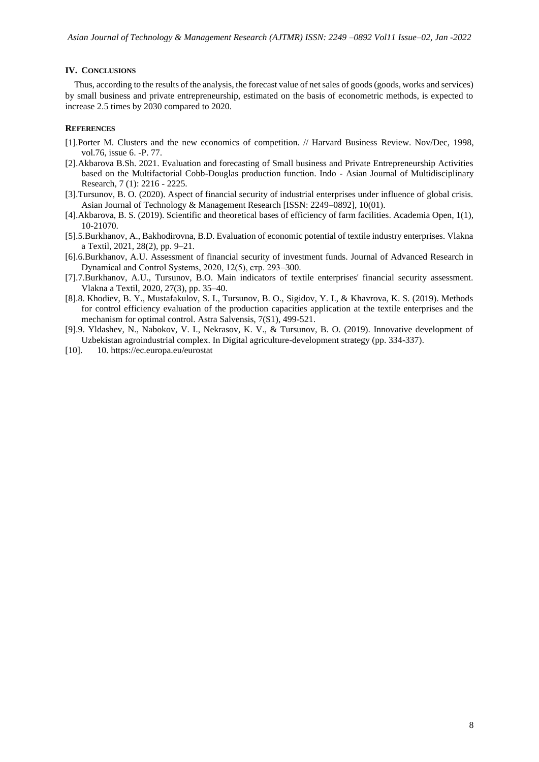## IV. Conclusions

Thus, according to the results of the analysis, the forecast value of net sales of goods (goods, works and services) by small business and private entrepreneurship, estimated on the basis of econometric methods, is expected to increase 2.5 times by 2030 compared to 2020.

## References

[1].Porter M. Clusters and the new economics of competition. // Harvard Business Review. Nov/Dec, 1998, vol.76, issue 6. -P. 77.

[2].Akbarova B.Sh. 2021. Evaluation and forecasting of Small business and Private Entrepreneurship Activities based on the Multifactorial Cobb-Douglas production function. Indo - Asian Journal of Multidisciplinary Research, 7 (1): 2216 - 2225.

[3].Tursunov, B. O. (2020). Aspect of financial security of industrial enterprises under influence of global crisis. Asian Journal of Technology & Management Research [ISSN: 2249–0892], 10(01).

[4].Akbarova, B. S. (2019). Scientific and theoretical bases of efficiency of farm facilities. Academia Open, 1(1), 10-21070.

[5].5.Burkhanov, A., Bakhodirovna, B.D. Evaluation of economic potential of textile industry enterprises. Vlakna a Textil, 2021, 28(2), pp. 9–21.

[6].6.Burkhanov, A.U. Assessment of financial security of investment funds. Journal of Advanced Research in Dynamical and Control Systems, 2020, 12(5), стр. 293–300.

[7].7.Burkhanov, A.U., Tursunov, B.O. Main indicators of textile enterprises' financial security assessment. Vlakna a Textil, 2020, 27(3), pp. 35–40.

[8].8. Khodiev, B. Y., Mustafakulov, S. I., Tursunov, B. O., Sigidov, Y. I., & Khavrova, K. S. (2019). Methods for control efficiency evaluation of the production capacities application at the textile enterprises and the mechanism for optimal control. Astra Salvensis, 7(S1), 499-521.

[9].9. Yldashev, N., Nabokov, V. I., Nekrasov, K. V., & Tursunov, B. O. (2019). Innovative development of Uzbekistan agroindustrial complex. In Digital agriculture-development strategy (pp. 334-337).

[10]. 10. https://ec.europa.eu/eurostat